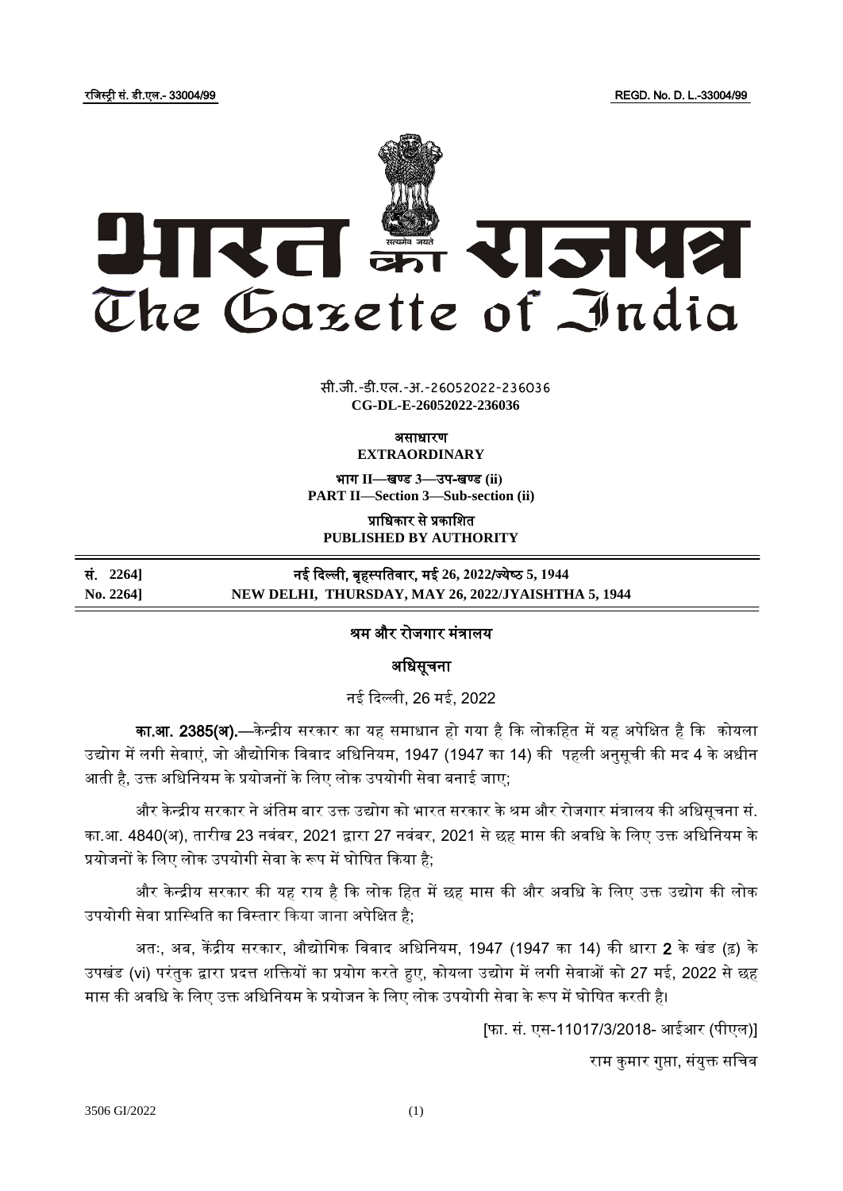रजिस्ट्री सं. डी.एल.- 33004/99 REGD. No. D. L.-33004/99

# भारत का राजपत्र
# The Gazette of India

सी.जी.-डी.एल.-अ.-26052022-236036
**CG-DL-E-26052022-236036**

**असाधारण**
**EXTRAORDINARY**

**भाग II—खण्ड 3—उप-खण्ड (ii)**
**PART II—Section 3—Sub-section (ii)**

**प्राधिकार से प्रकाशित**
**PUBLISHED BY AUTHORITY**

| | |
|---|---|
| **सं. 2264]** | **नई दिल्ली, बृहस्पतिवार, मई 26, 2022/ज्येष्ठ 5, 1944** |
| **No. 2264]** | **NEW DELHI, THURSDAY, MAY 26, 2022/JYAISHTHA 5, 1944** |

## श्रम और रोजगार मंत्रालय

### अधिसूचना

नई दिल्ली, 26 मई, 2022

**का.आ. 2385(अ).**—केन्द्रीय सरकार का यह समाधान हो गया है कि लोकहित में यह अपेक्षित है कि कोयला उद्योग में लगी सेवाएं, जो औद्योगिक विवाद अधिनियम, 1947 (1947 का 14) की पहली अनुसूची की मद 4 के अधीन आती है, उक्त अधिनियम के प्रयोजनों के लिए लोक उपयोगी सेवा बनाई जाए;

और केन्द्रीय सरकार ने अंतिम बार उक्त उद्योग को भारत सरकार के श्रम और रोजगार मंत्रालय की अधिसूचना सं. का.आ. 4840(अ), तारीख 23 नवंबर, 2021 द्वारा 27 नवंबर, 2021 से छह मास की अवधि के लिए उक्त अधिनियम के प्रयोजनों के लिए लोक उपयोगी सेवा के रूप में घोषित किया है;

और केन्द्रीय सरकार की यह राय है कि लोक हित में छह मास की और अवधि के लिए उक्त उद्योग की लोक उपयोगी सेवा प्रास्थिति का विस्तार किया जाना अपेक्षित है;

अतः, अब, केंद्रीय सरकार, औद्योगिक विवाद अधिनियम, 1947 (1947 का 14) की धारा 2 के खंड (ढ) के उपखंड (vi) परंतुक द्वारा प्रदत्त शक्तियों का प्रयोग करते हुए, कोयला उद्योग में लगी सेवाओं को 27 मई, 2022 से छह मास की अवधि के लिए उक्त अधिनियम के प्रयोजन के लिए लोक उपयोगी सेवा के रूप में घोषित करती है।

[फा. सं. एस-11017/3/2018- आईआर (पीएल)]

राम कुमार गुप्ता, संयुक्त सचिव

3506 GI/2022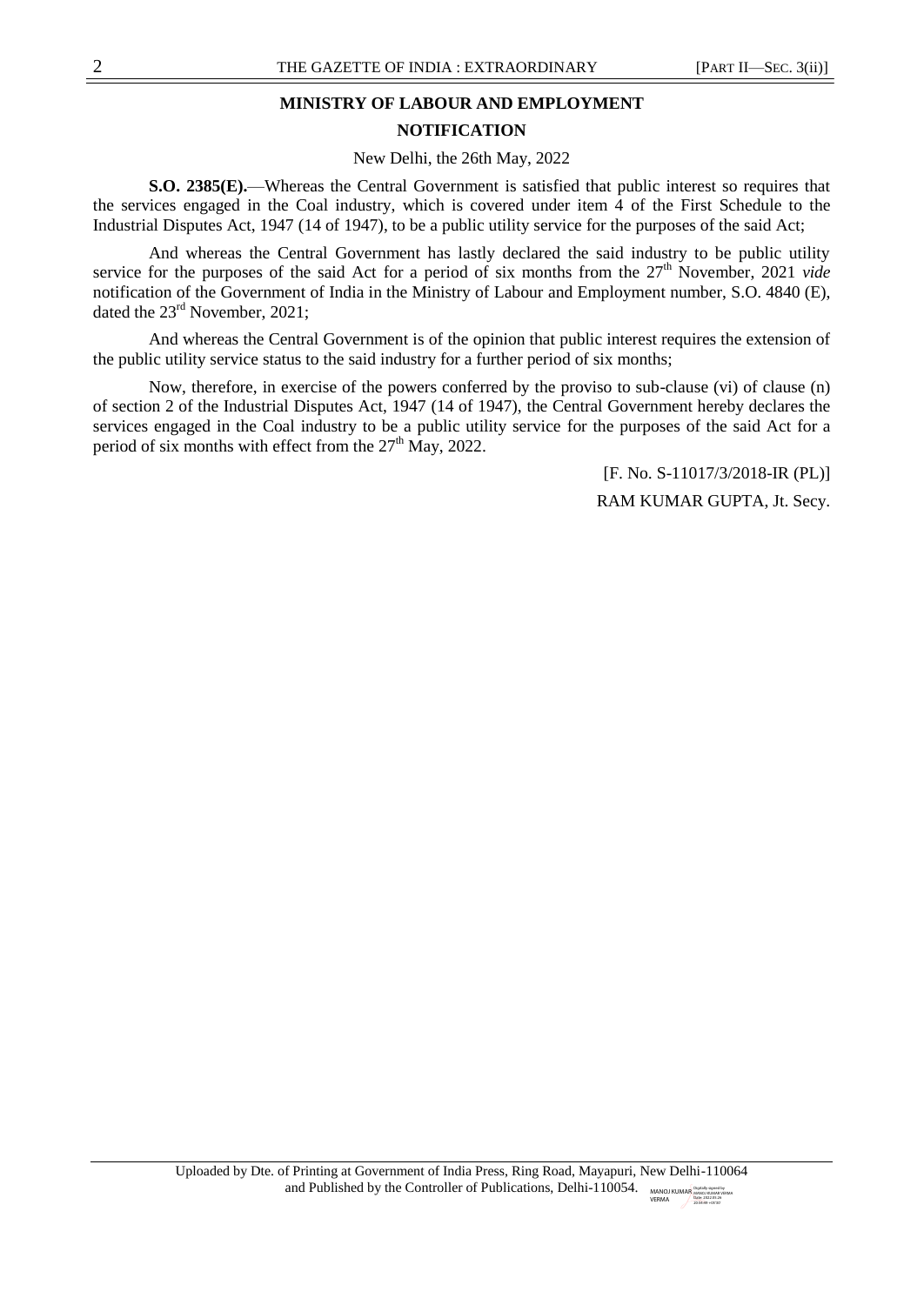## MINISTRY OF LABOUR AND EMPLOYMENT

## NOTIFICATION

New Delhi, the 26th May, 2022

**S.O. 2385(E).**—Whereas the Central Government is satisfied that public interest so requires that the services engaged in the Coal industry, which is covered under item 4 of the First Schedule to the Industrial Disputes Act, 1947 (14 of 1947), to be a public utility service for the purposes of the said Act;

And whereas the Central Government has lastly declared the said industry to be public utility service for the purposes of the said Act for a period of six months from the 27th November, 2021 *vide* notification of the Government of India in the Ministry of Labour and Employment number, S.O. 4840 (E), dated the 23rd November, 2021;

And whereas the Central Government is of the opinion that public interest requires the extension of the public utility service status to the said industry for a further period of six months;

Now, therefore, in exercise of the powers conferred by the proviso to sub-clause (vi) of clause (n) of section 2 of the Industrial Disputes Act, 1947 (14 of 1947), the Central Government hereby declares the services engaged in the Coal industry to be a public utility service for the purposes of the said Act for a period of six months with effect from the 27th May, 2022.

[F. No. S-11017/3/2018-IR (PL)]

RAM KUMAR GUPTA, Jt. Secy.

Uploaded by Dte. of Printing at Government of India Press, Ring Road, Mayapuri, New Delhi-110064 and Published by the Controller of Publications, Delhi-110054.